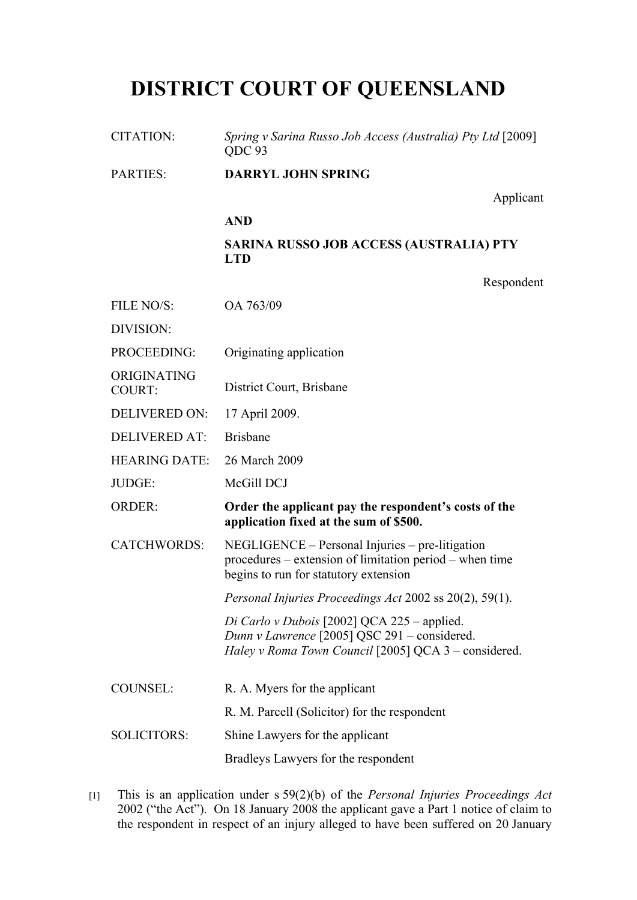# DISTRICT COURT OF QUEENSLAND

| | |
|---|---|
| CITATION: | *Spring v Sarina Russo Job Access (Australia) Pty Ltd* [2009] QDC 93 |
| PARTIES: | **DARRYL JOHN SPRING**<br>Applicant<br>**AND**<br>**SARINA RUSSO JOB ACCESS (AUSTRALIA) PTY LTD**<br>Respondent |
| FILE NO/S: | OA 763/09 |
| DIVISION: | |
| PROCEEDING: | Originating application |
| ORIGINATING COURT: | District Court, Brisbane |
| DELIVERED ON: | 17 April 2009. |
| DELIVERED AT: | Brisbane |
| HEARING DATE: | 26 March 2009 |
| JUDGE: | McGill DCJ |
| ORDER: | **Order the applicant pay the respondent's costs of the application fixed at the sum of $500.** |
| CATCHWORDS: | NEGLIGENCE – Personal Injuries – pre-litigation procedures – extension of limitation period – when time begins to run for statutory extension<br>*Personal Injuries Proceedings Act* 2002 ss 20(2), 59(1).<br>*Di Carlo v Dubois* [2002] QCA 225 – applied.<br>*Dunn v Lawrence* [2005] QSC 291 – considered.<br>*Haley v Roma Town Council* [2005] QCA 3 – considered. |
| COUNSEL: | R. A. Myers for the applicant<br>R. M. Parcell (Solicitor) for the respondent |
| SOLICITORS: | Shine Lawyers for the applicant<br>Bradleys Lawyers for the respondent |

[1] This is an application under s 59(2)(b) of the *Personal Injuries Proceedings Act* 2002 ("the Act"). On 18 January 2008 the applicant gave a Part 1 notice of claim to the respondent in respect of an injury alleged to have been suffered on 20 January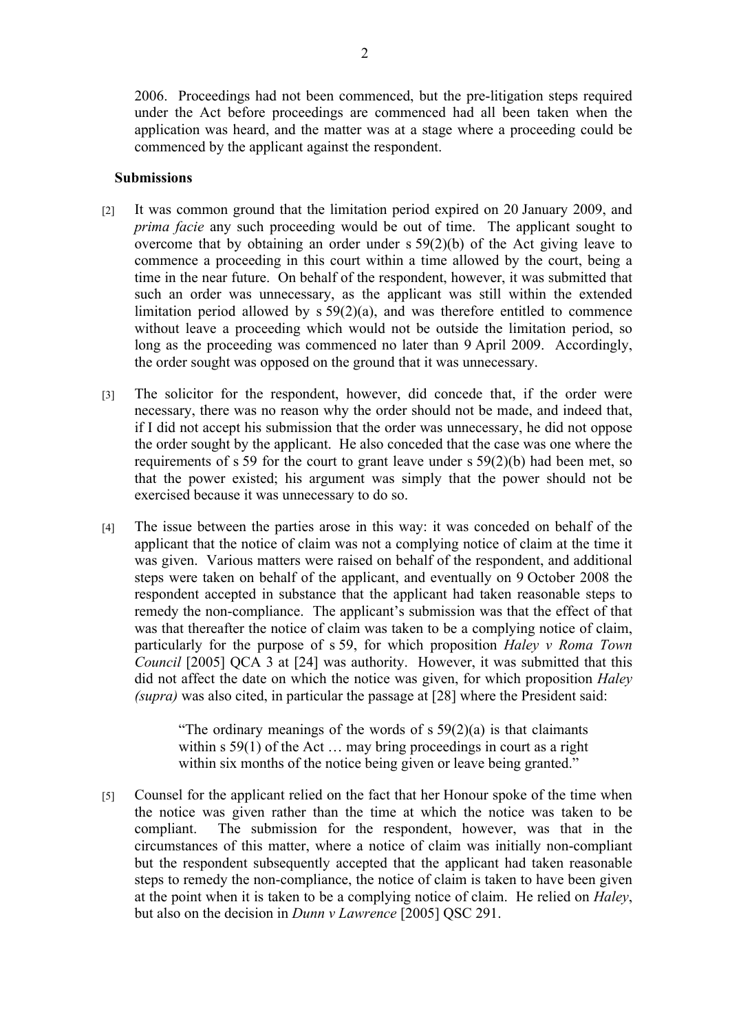2006. Proceedings had not been commenced, but the pre-litigation steps required under the Act before proceedings are commenced had all been taken when the application was heard, and the matter was at a stage where a proceeding could be commenced by the applicant against the respondent.

## Submissions

[2] It was common ground that the limitation period expired on 20 January 2009, and *prima facie* any such proceeding would be out of time. The applicant sought to overcome that by obtaining an order under s 59(2)(b) of the Act giving leave to commence a proceeding in this court within a time allowed by the court, being a time in the near future. On behalf of the respondent, however, it was submitted that such an order was unnecessary, as the applicant was still within the extended limitation period allowed by s 59(2)(a), and was therefore entitled to commence without leave a proceeding which would not be outside the limitation period, so long as the proceeding was commenced no later than 9 April 2009. Accordingly, the order sought was opposed on the ground that it was unnecessary.

[3] The solicitor for the respondent, however, did concede that, if the order were necessary, there was no reason why the order should not be made, and indeed that, if I did not accept his submission that the order was unnecessary, he did not oppose the order sought by the applicant. He also conceded that the case was one where the requirements of s 59 for the court to grant leave under s 59(2)(b) had been met, so that the power existed; his argument was simply that the power should not be exercised because it was unnecessary to do so.

[4] The issue between the parties arose in this way: it was conceded on behalf of the applicant that the notice of claim was not a complying notice of claim at the time it was given. Various matters were raised on behalf of the respondent, and additional steps were taken on behalf of the applicant, and eventually on 9 October 2008 the respondent accepted in substance that the applicant had taken reasonable steps to remedy the non-compliance. The applicant's submission was that the effect of that was that thereafter the notice of claim was taken to be a complying notice of claim, particularly for the purpose of s 59, for which proposition *Haley v Roma Town Council* [2005] QCA 3 at [24] was authority. However, it was submitted that this did not affect the date on which the notice was given, for which proposition *Haley (supra)* was also cited, in particular the passage at [28] where the President said:

> "The ordinary meanings of the words of s 59(2)(a) is that claimants within s 59(1) of the Act … may bring proceedings in court as a right within six months of the notice being given or leave being granted."

[5] Counsel for the applicant relied on the fact that her Honour spoke of the time when the notice was given rather than the time at which the notice was taken to be compliant. The submission for the respondent, however, was that in the circumstances of this matter, where a notice of claim was initially non-compliant but the respondent subsequently accepted that the applicant had taken reasonable steps to remedy the non-compliance, the notice of claim is taken to have been given at the point when it is taken to be a complying notice of claim. He relied on *Haley*, but also on the decision in *Dunn v Lawrence* [2005] QSC 291.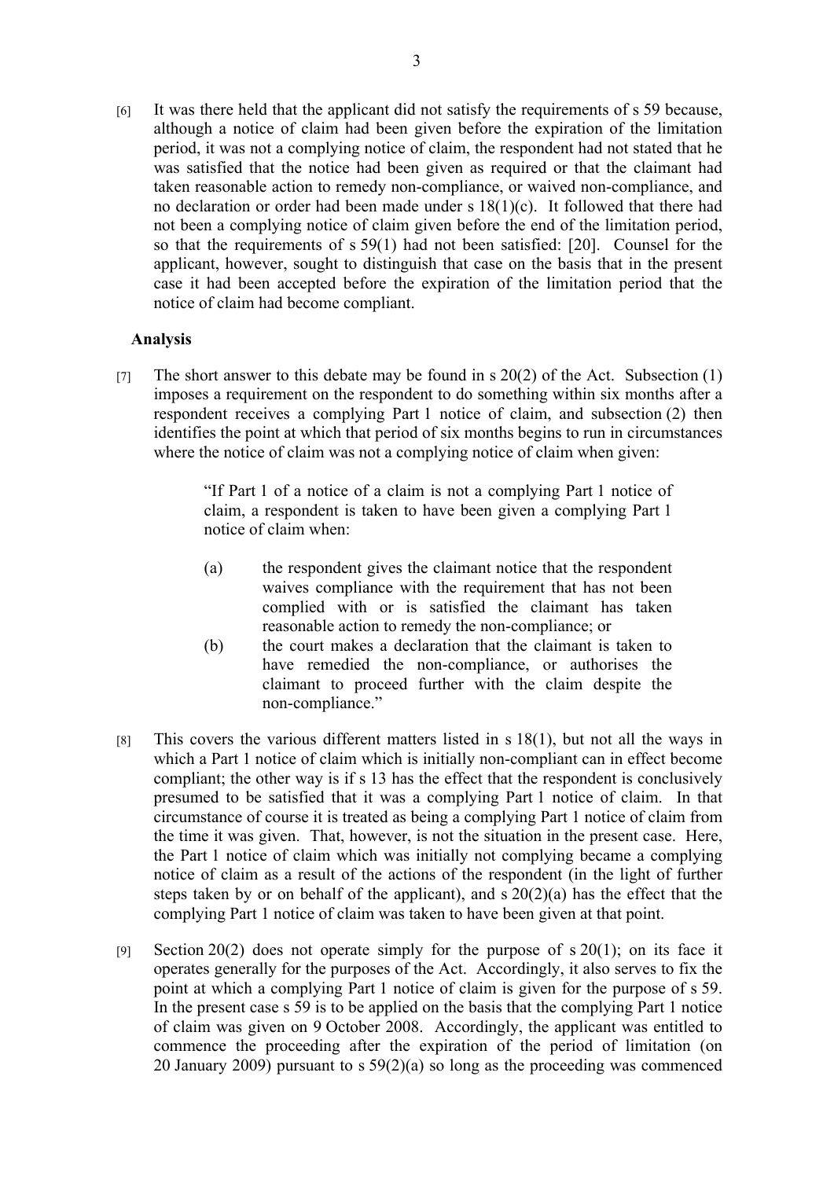[6] It was there held that the applicant did not satisfy the requirements of s 59 because, although a notice of claim had been given before the expiration of the limitation period, it was not a complying notice of claim, the respondent had not stated that he was satisfied that the notice had been given as required or that the claimant had taken reasonable action to remedy non-compliance, or waived non-compliance, and no declaration or order had been made under s 18(1)(c). It followed that there had not been a complying notice of claim given before the end of the limitation period, so that the requirements of s 59(1) had not been satisfied: [20]. Counsel for the applicant, however, sought to distinguish that case on the basis that in the present case it had been accepted before the expiration of the limitation period that the notice of claim had become compliant.

**Analysis**

[7] The short answer to this debate may be found in s 20(2) of the Act. Subsection (1) imposes a requirement on the respondent to do something within six months after a respondent receives a complying Part 1 notice of claim, and subsection (2) then identifies the point at which that period of six months begins to run in circumstances where the notice of claim was not a complying notice of claim when given:

> "If Part 1 of a notice of a claim is not a complying Part 1 notice of claim, a respondent is taken to have been given a complying Part 1 notice of claim when:
>
> (a) the respondent gives the claimant notice that the respondent waives compliance with the requirement that has not been complied with or is satisfied the claimant has taken reasonable action to remedy the non-compliance; or
>
> (b) the court makes a declaration that the claimant is taken to have remedied the non-compliance, or authorises the claimant to proceed further with the claim despite the non-compliance."

[8] This covers the various different matters listed in s 18(1), but not all the ways in which a Part 1 notice of claim which is initially non-compliant can in effect become compliant; the other way is if s 13 has the effect that the respondent is conclusively presumed to be satisfied that it was a complying Part 1 notice of claim. In that circumstance of course it is treated as being a complying Part 1 notice of claim from the time it was given. That, however, is not the situation in the present case. Here, the Part 1 notice of claim which was initially not complying became a complying notice of claim as a result of the actions of the respondent (in the light of further steps taken by or on behalf of the applicant), and s 20(2)(a) has the effect that the complying Part 1 notice of claim was taken to have been given at that point.

[9] Section 20(2) does not operate simply for the purpose of s 20(1); on its face it operates generally for the purposes of the Act. Accordingly, it also serves to fix the point at which a complying Part 1 notice of claim is given for the purpose of s 59. In the present case s 59 is to be applied on the basis that the complying Part 1 notice of claim was given on 9 October 2008. Accordingly, the applicant was entitled to commence the proceeding after the expiration of the period of limitation (on 20 January 2009) pursuant to s 59(2)(a) so long as the proceeding was commenced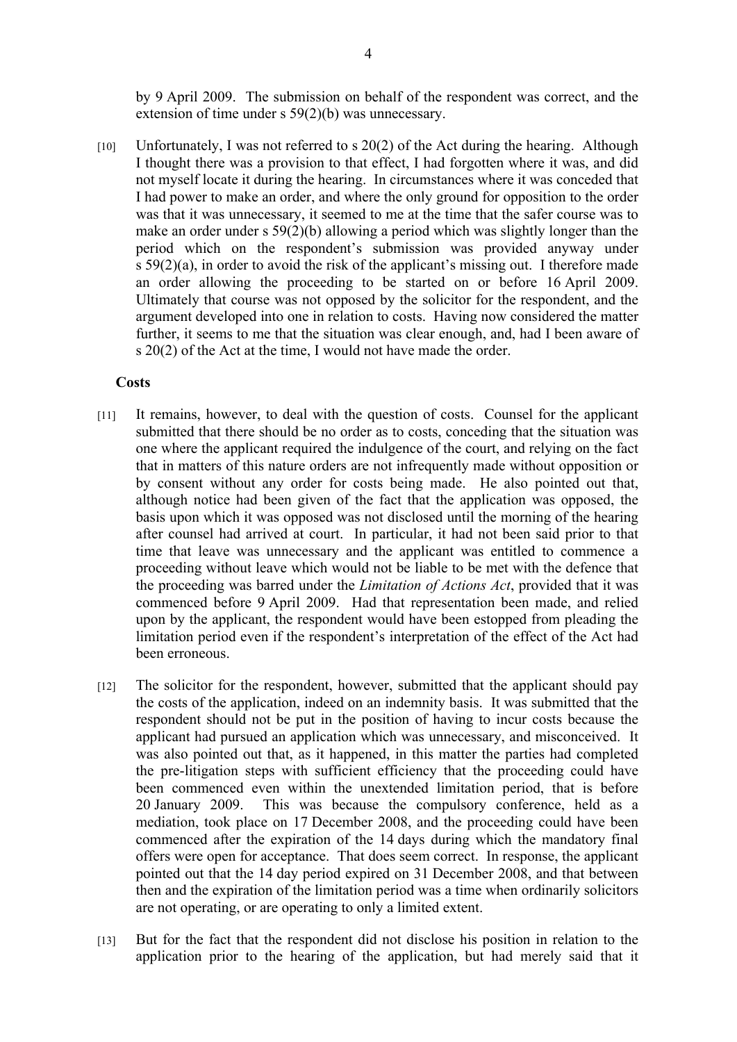by 9 April 2009. The submission on behalf of the respondent was correct, and the extension of time under s 59(2)(b) was unnecessary.

[10] Unfortunately, I was not referred to s 20(2) of the Act during the hearing. Although I thought there was a provision to that effect, I had forgotten where it was, and did not myself locate it during the hearing. In circumstances where it was conceded that I had power to make an order, and where the only ground for opposition to the order was that it was unnecessary, it seemed to me at the time that the safer course was to make an order under s 59(2)(b) allowing a period which was slightly longer than the period which on the respondent's submission was provided anyway under s 59(2)(a), in order to avoid the risk of the applicant's missing out. I therefore made an order allowing the proceeding to be started on or before 16 April 2009. Ultimately that course was not opposed by the solicitor for the respondent, and the argument developed into one in relation to costs. Having now considered the matter further, it seems to me that the situation was clear enough, and, had I been aware of s 20(2) of the Act at the time, I would not have made the order.

**Costs**

[11] It remains, however, to deal with the question of costs. Counsel for the applicant submitted that there should be no order as to costs, conceding that the situation was one where the applicant required the indulgence of the court, and relying on the fact that in matters of this nature orders are not infrequently made without opposition or by consent without any order for costs being made. He also pointed out that, although notice had been given of the fact that the application was opposed, the basis upon which it was opposed was not disclosed until the morning of the hearing after counsel had arrived at court. In particular, it had not been said prior to that time that leave was unnecessary and the applicant was entitled to commence a proceeding without leave which would not be liable to be met with the defence that the proceeding was barred under the *Limitation of Actions Act*, provided that it was commenced before 9 April 2009. Had that representation been made, and relied upon by the applicant, the respondent would have been estopped from pleading the limitation period even if the respondent's interpretation of the effect of the Act had been erroneous.

[12] The solicitor for the respondent, however, submitted that the applicant should pay the costs of the application, indeed on an indemnity basis. It was submitted that the respondent should not be put in the position of having to incur costs because the applicant had pursued an application which was unnecessary, and misconceived. It was also pointed out that, as it happened, in this matter the parties had completed the pre-litigation steps with sufficient efficiency that the proceeding could have been commenced even within the unextended limitation period, that is before 20 January 2009. This was because the compulsory conference, held as a mediation, took place on 17 December 2008, and the proceeding could have been commenced after the expiration of the 14 days during which the mandatory final offers were open for acceptance. That does seem correct. In response, the applicant pointed out that the 14 day period expired on 31 December 2008, and that between then and the expiration of the limitation period was a time when ordinarily solicitors are not operating, or are operating to only a limited extent.

[13] But for the fact that the respondent did not disclose his position in relation to the application prior to the hearing of the application, but had merely said that it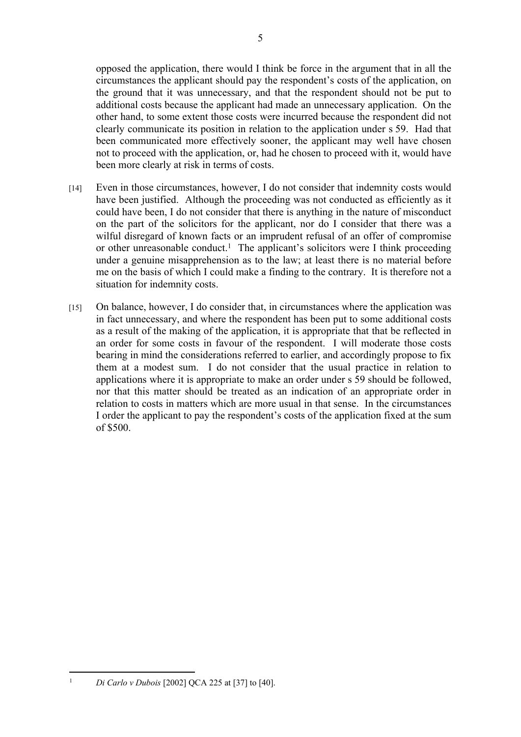opposed the application, there would I think be force in the argument that in all the circumstances the applicant should pay the respondent's costs of the application, on the ground that it was unnecessary, and that the respondent should not be put to additional costs because the applicant had made an unnecessary application. On the other hand, to some extent those costs were incurred because the respondent did not clearly communicate its position in relation to the application under s 59. Had that been communicated more effectively sooner, the applicant may well have chosen not to proceed with the application, or, had he chosen to proceed with it, would have been more clearly at risk in terms of costs.

[14] Even in those circumstances, however, I do not consider that indemnity costs would have been justified. Although the proceeding was not conducted as efficiently as it could have been, I do not consider that there is anything in the nature of misconduct on the part of the solicitors for the applicant, nor do I consider that there was a wilful disregard of known facts or an imprudent refusal of an offer of compromise or other unreasonable conduct.[1] The applicant's solicitors were I think proceeding under a genuine misapprehension as to the law; at least there is no material before me on the basis of which I could make a finding to the contrary. It is therefore not a situation for indemnity costs.

[15] On balance, however, I do consider that, in circumstances where the application was in fact unnecessary, and where the respondent has been put to some additional costs as a result of the making of the application, it is appropriate that that be reflected in an order for some costs in favour of the respondent. I will moderate those costs bearing in mind the considerations referred to earlier, and accordingly propose to fix them at a modest sum. I do not consider that the usual practice in relation to applications where it is appropriate to make an order under s 59 should be followed, nor that this matter should be treated as an indication of an appropriate order in relation to costs in matters which are more usual in that sense. In the circumstances I order the applicant to pay the respondent's costs of the application fixed at the sum of $500.

---

[1] *Di Carlo v Dubois* [2002] QCA 225 at [37] to [40].